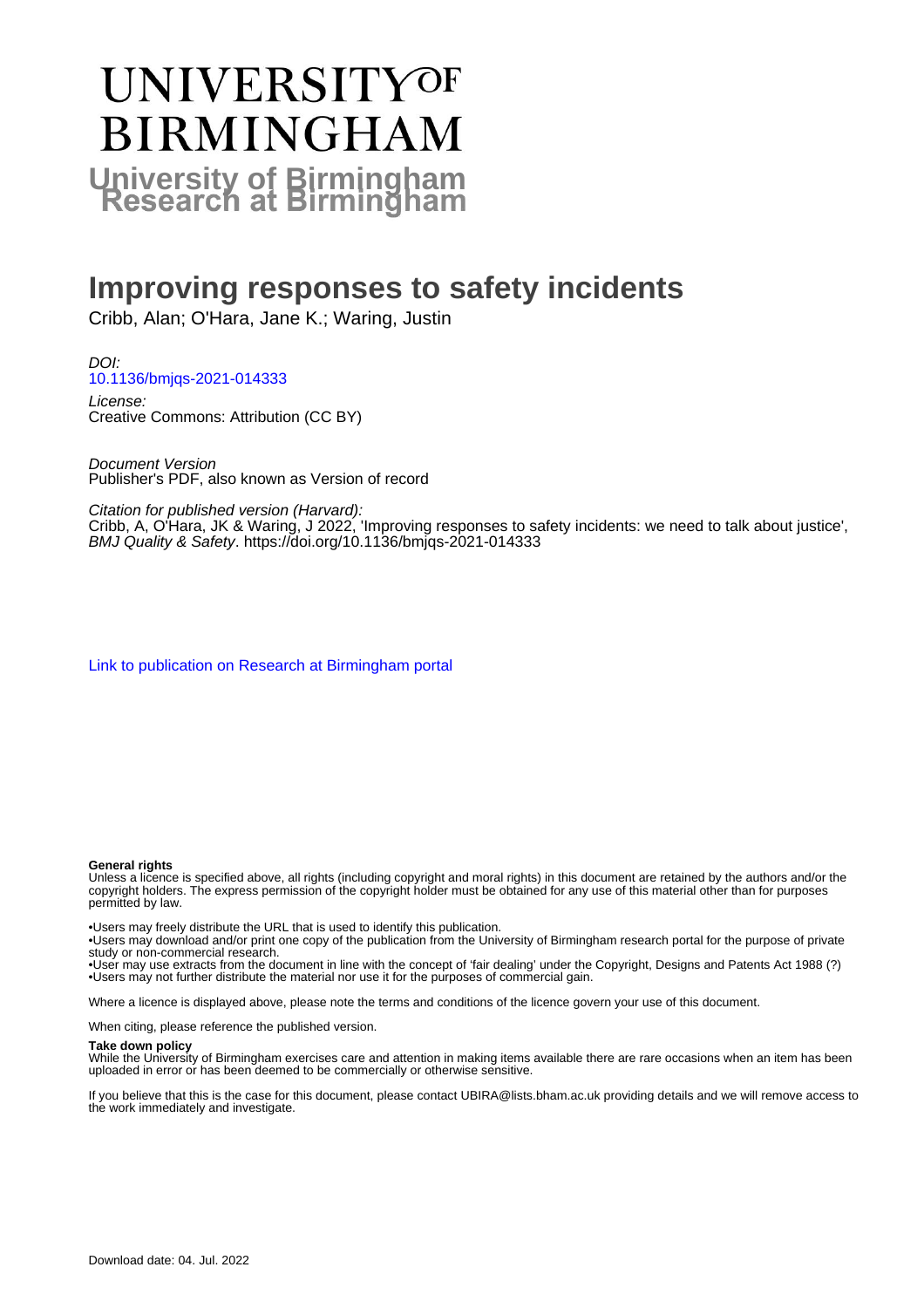# UNIVERSITY OF BIRMINGHAM

## University of Birmingham Research at Birmingham

# Improving responses to safety incidents

Cribb, Alan; O'Hara, Jane K.; Waring, Justin

*DOI:*
[10.1136/bmjqs-2021-014333](https://doi.org/10.1136/bmjqs-2021-014333)

*License:*
Creative Commons: Attribution (CC BY)

*Document Version*
Publisher's PDF, also known as Version of record

*Citation for published version (Harvard):*
Cribb, A, O'Hara, JK & Waring, J 2022, 'Improving responses to safety incidents: we need to talk about justice', *BMJ Quality & Safety*. https://doi.org/10.1136/bmjqs-2021-014333

[Link to publication on Research at Birmingham portal]()

**General rights**
Unless a licence is specified above, all rights (including copyright and moral rights) in this document are retained by the authors and/or the copyright holders. The express permission of the copyright holder must be obtained for any use of this material other than for purposes permitted by law.

•Users may freely distribute the URL that is used to identify this publication.
•Users may download and/or print one copy of the publication from the University of Birmingham research portal for the purpose of private study or non-commercial research.
•User may use extracts from the document in line with the concept of 'fair dealing' under the Copyright, Designs and Patents Act 1988 (?)
•Users may not further distribute the material nor use it for the purposes of commercial gain.

Where a licence is displayed above, please note the terms and conditions of the licence govern your use of this document.

When citing, please reference the published version.

**Take down policy**
While the University of Birmingham exercises care and attention in making items available there are rare occasions when an item has been uploaded in error or has been deemed to be commercially or otherwise sensitive.

If you believe that this is the case for this document, please contact UBIRA@lists.bham.ac.uk providing details and we will remove access to the work immediately and investigate.

Download date: 04. Jul. 2022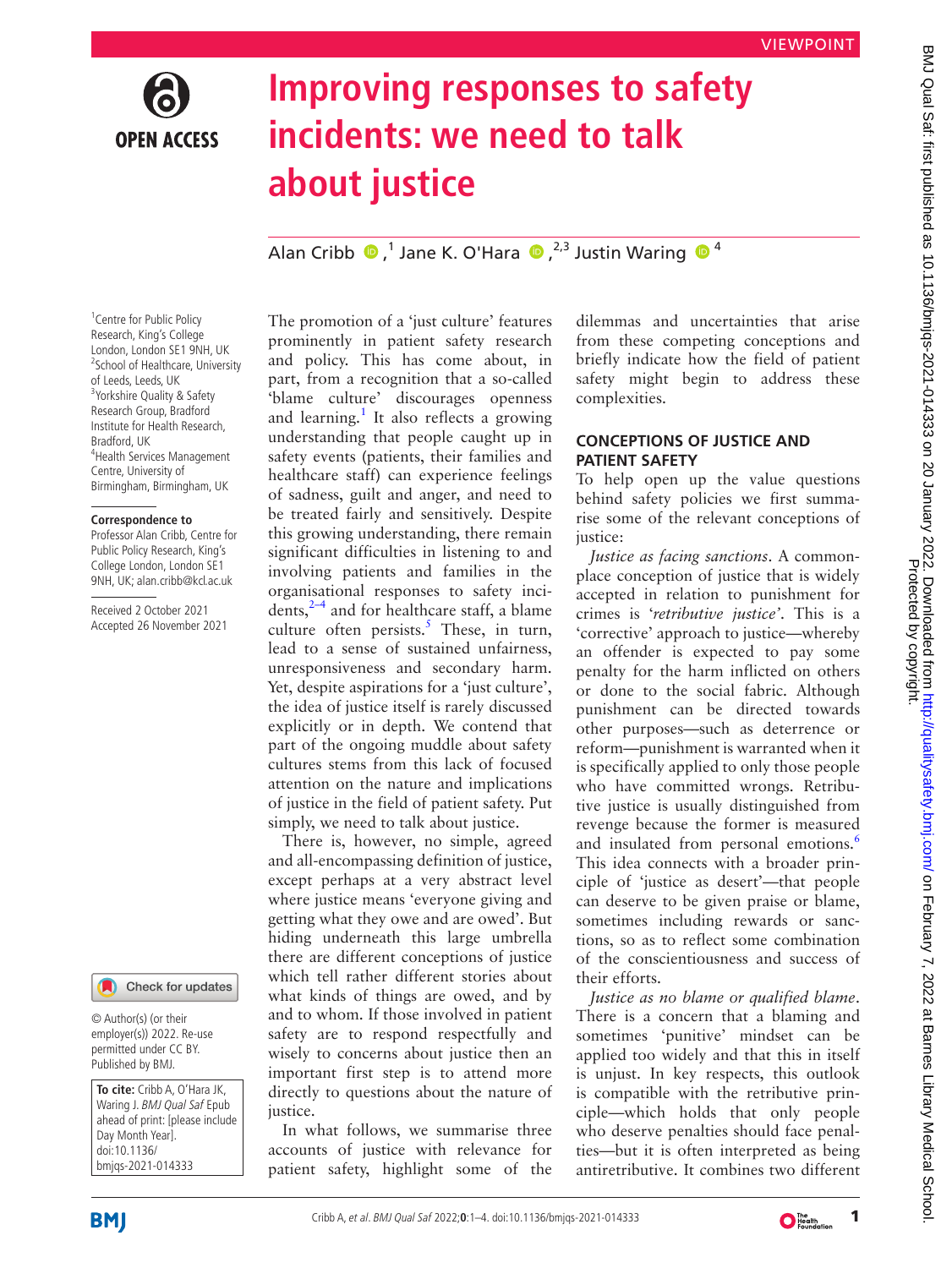# Improving responses to safety incidents: we need to talk about justice

Alan Cribb [1], Jane K. O'Hara [2,3], Justin Waring [4]

[1] Centre for Public Policy Research, King's College London, London SE1 9NH, UK
[2] School of Healthcare, University of Leeds, Leeds, UK
[3] Yorkshire Quality & Safety Research Group, Bradford Institute for Health Research, Bradford, UK
[4] Health Services Management Centre, University of Birmingham, Birmingham, UK

**Correspondence to**
Professor Alan Cribb, Centre for Public Policy Research, King's College London, London SE1 9NH, UK; alan.cribb@kcl.ac.uk

Received 2 October 2021
Accepted 26 November 2021

© Author(s) (or their employer(s)) 2022. Re-use permitted under CC BY. Published by BMJ.

**To cite:** Cribb A, O'Hara JK, Waring J. *BMJ Qual Saf* Epub ahead of print: [please include Day Month Year]. doi:10.1136/bmjqs-2021-014333

The promotion of a 'just culture' features prominently in patient safety research and policy. This has come about, in part, from a recognition that a so-called 'blame culture' discourages openness and learning.[1] It also reflects a growing understanding that people caught up in safety events (patients, their families and healthcare staff) can experience feelings of sadness, guilt and anger, and need to be treated fairly and sensitively. Despite this growing understanding, there remain significant difficulties in listening to and involving patients and families in the organisational responses to safety incidents,[2–4] and for healthcare staff, a blame culture often persists.[5] These, in turn, lead to a sense of sustained unfairness, unresponsiveness and secondary harm. Yet, despite aspirations for a 'just culture', the idea of justice itself is rarely discussed explicitly or in depth. We contend that part of the ongoing muddle about safety cultures stems from this lack of focused attention on the nature and implications of justice in the field of patient safety. Put simply, we need to talk about justice.

There is, however, no simple, agreed and all-encompassing definition of justice, except perhaps at a very abstract level where justice means 'everyone giving and getting what they owe and are owed'. But hiding underneath this large umbrella there are different conceptions of justice which tell rather different stories about what kinds of things are owed, and by and to whom. If those involved in patient safety are to respond respectfully and wisely to concerns about justice then an important first step is to attend more directly to questions about the nature of justice.

In what follows, we summarise three accounts of justice with relevance for patient safety, highlight some of the dilemmas and uncertainties that arise from these competing conceptions and briefly indicate how the field of patient safety might begin to address these complexities.

## CONCEPTIONS OF JUSTICE AND PATIENT SAFETY

To help open up the value questions behind safety policies we first summarise some of the relevant conceptions of justice:

*Justice as facing sanctions*. A commonplace conception of justice that is widely accepted in relation to punishment for crimes is '*retributive justice*'. This is a 'corrective' approach to justice—whereby an offender is expected to pay some penalty for the harm inflicted on others or done to the social fabric. Although punishment can be directed towards other purposes—such as deterrence or reform—punishment is warranted when it is specifically applied to only those people who have committed wrongs. Retributive justice is usually distinguished from revenge because the former is measured and insulated from personal emotions.[6] This idea connects with a broader principle of 'justice as desert'—that people can deserve to be given praise or blame, sometimes including rewards or sanctions, so as to reflect some combination of the conscientiousness and success of their efforts.

*Justice as no blame or qualified blame*. There is a concern that a blaming and sometimes 'punitive' mindset can be applied too widely and that this in itself is unjust. In key respects, this outlook is compatible with the retributive principle—which holds that only people who deserve penalties should face penalties—but it is often interpreted as being antiretributive. It combines two different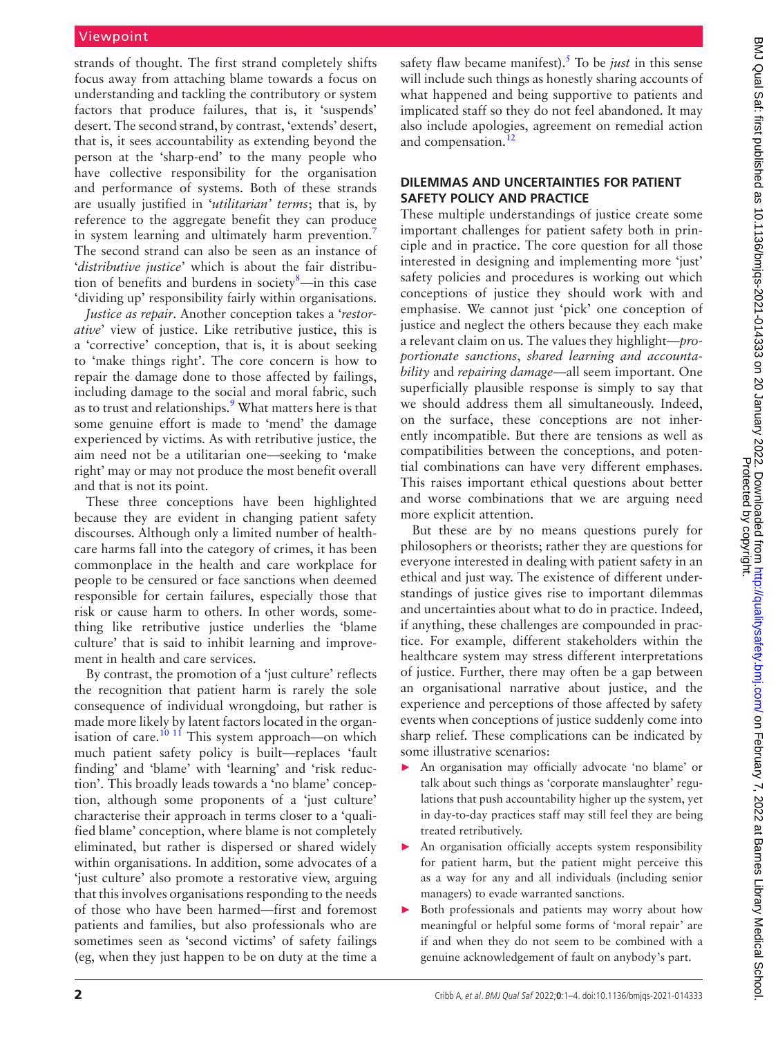strands of thought. The first strand completely shifts focus away from attaching blame towards a focus on understanding and tackling the contributory or system factors that produce failures, that is, it 'suspends' desert. The second strand, by contrast, 'extends' desert, that is, it sees accountability as extending beyond the person at the 'sharp-end' to the many people who have collective responsibility for the organisation and performance of systems. Both of these strands are usually justified in '*utilitarian' terms*; that is, by reference to the aggregate benefit they can produce in system learning and ultimately harm prevention.[7] The second strand can also be seen as an instance of '*distributive justice*' which is about the fair distribution of benefits and burdens in society[8]—in this case 'dividing up' responsibility fairly within organisations.

*Justice as repair*. Another conception takes a '*restorative*' view of justice. Like retributive justice, this is a 'corrective' conception, that is, it is about seeking to 'make things right'. The core concern is how to repair the damage done to those affected by failings, including damage to the social and moral fabric, such as to trust and relationships.[9] What matters here is that some genuine effort is made to 'mend' the damage experienced by victims. As with retributive justice, the aim need not be a utilitarian one—seeking to 'make right' may or may not produce the most benefit overall and that is not its point.

These three conceptions have been highlighted because they are evident in changing patient safety discourses. Although only a limited number of healthcare harms fall into the category of crimes, it has been commonplace in the health and care workplace for people to be censured or face sanctions when deemed responsible for certain failures, especially those that risk or cause harm to others. In other words, something like retributive justice underlies the 'blame culture' that is said to inhibit learning and improvement in health and care services.

By contrast, the promotion of a 'just culture' reflects the recognition that patient harm is rarely the sole consequence of individual wrongdoing, but rather is made more likely by latent factors located in the organisation of care.[10 11] This system approach—on which much patient safety policy is built—replaces 'fault finding' and 'blame' with 'learning' and 'risk reduction'. This broadly leads towards a 'no blame' conception, although some proponents of a 'just culture' characterise their approach in terms closer to a 'qualified blame' conception, where blame is not completely eliminated, but rather is dispersed or shared widely within organisations. In addition, some advocates of a 'just culture' also promote a restorative view, arguing that this involves organisations responding to the needs of those who have been harmed—first and foremost patients and families, but also professionals who are sometimes seen as 'second victims' of safety failings (eg, when they just happen to be on duty at the time a safety flaw became manifest).[5] To be *just* in this sense will include such things as honestly sharing accounts of what happened and being supportive to patients and implicated staff so they do not feel abandoned. It may also include apologies, agreement on remedial action and compensation.[12]

## DILEMMAS AND UNCERTAINTIES FOR PATIENT SAFETY POLICY AND PRACTICE

These multiple understandings of justice create some important challenges for patient safety both in principle and in practice. The core question for all those interested in designing and implementing more 'just' safety policies and procedures is working out which conceptions of justice they should work with and emphasise. We cannot just 'pick' one conception of justice and neglect the others because they each make a relevant claim on us. The values they highlight—*proportionate sanctions*, *shared learning and accountability* and *repairing damage*—all seem important. One superficially plausible response is simply to say that we should address them all simultaneously. Indeed, on the surface, these conceptions are not inherently incompatible. But there are tensions as well as compatibilities between the conceptions, and potential combinations can have very different emphases. This raises important ethical questions about better and worse combinations that we are arguing need more explicit attention.

But these are by no means questions purely for philosophers or theorists; rather they are questions for everyone interested in dealing with patient safety in an ethical and just way. The existence of different understandings of justice gives rise to important dilemmas and uncertainties about what to do in practice. Indeed, if anything, these challenges are compounded in practice. For example, different stakeholders within the healthcare system may stress different interpretations of justice. Further, there may often be a gap between an organisational narrative about justice, and the experience and perceptions of those affected by safety events when conceptions of justice suddenly come into sharp relief. These complications can be indicated by some illustrative scenarios:

- An organisation may officially advocate 'no blame' or talk about such things as 'corporate manslaughter' regulations that push accountability higher up the system, yet in day-to-day practices staff may still feel they are being treated retributively.
- An organisation officially accepts system responsibility for patient harm, but the patient might perceive this as a way for any and all individuals (including senior managers) to evade warranted sanctions.
- Both professionals and patients may worry about how meaningful or helpful some forms of 'moral repair' are if and when they do not seem to be combined with a genuine acknowledgement of fault on anybody's part.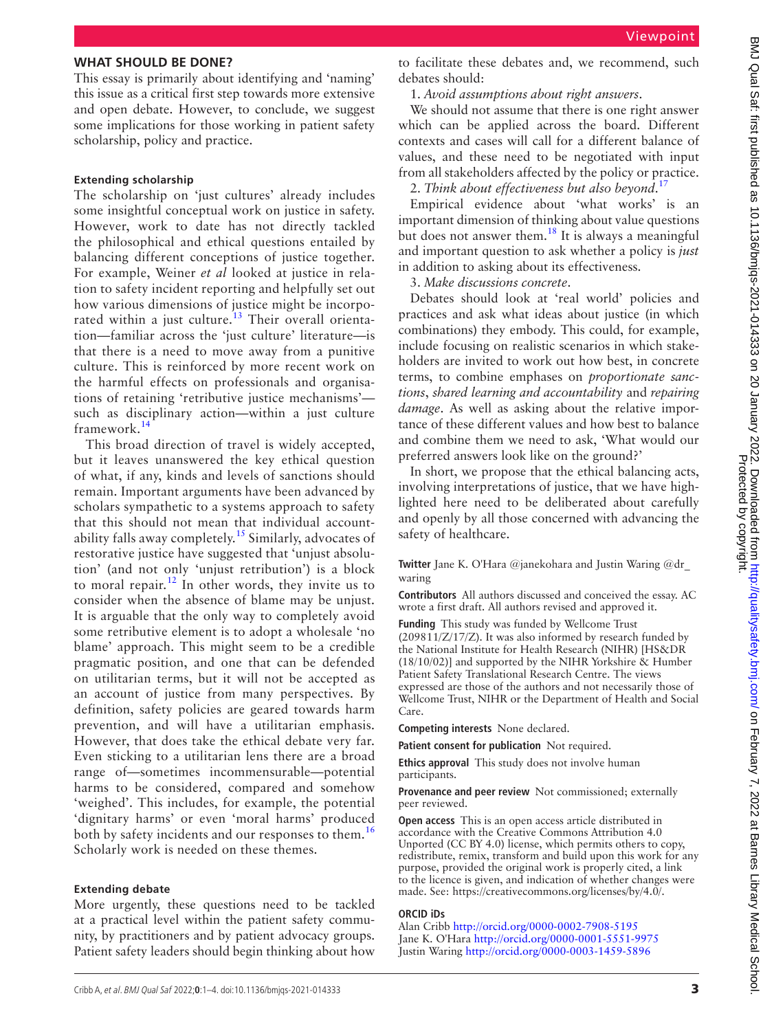## WHAT SHOULD BE DONE?

This essay is primarily about identifying and 'naming' this issue as a critical first step towards more extensive and open debate. However, to conclude, we suggest some implications for those working in patient safety scholarship, policy and practice.

### Extending scholarship

The scholarship on 'just cultures' already includes some insightful conceptual work on justice in safety. However, work to date has not directly tackled the philosophical and ethical questions entailed by balancing different conceptions of justice together. For example, Weiner *et al* looked at justice in relation to safety incident reporting and helpfully set out how various dimensions of justice might be incorporated within a just culture.[13] Their overall orientation—familiar across the 'just culture' literature—is that there is a need to move away from a punitive culture. This is reinforced by more recent work on the harmful effects on professionals and organisations of retaining 'retributive justice mechanisms'—such as disciplinary action—within a just culture framework.[14]

This broad direction of travel is widely accepted, but it leaves unanswered the key ethical question of what, if any, kinds and levels of sanctions should remain. Important arguments have been advanced by scholars sympathetic to a systems approach to safety that this should not mean that individual accountability falls away completely.[15] Similarly, advocates of restorative justice have suggested that 'unjust absolution' (and not only 'unjust retribution') is a block to moral repair.[12] In other words, they invite us to consider when the absence of blame may be unjust. It is arguable that the only way to completely avoid some retributive element is to adopt a wholesale 'no blame' approach. This might seem to be a credible pragmatic position, and one that can be defended on utilitarian terms, but it will not be accepted as an account of justice from many perspectives. By definition, safety policies are geared towards harm prevention, and will have a utilitarian emphasis. However, that does take the ethical debate very far. Even sticking to a utilitarian lens there are a broad range of—sometimes incommensurable—potential harms to be considered, compared and somehow 'weighed'. This includes, for example, the potential 'dignitary harms' or even 'moral harms' produced both by safety incidents and our responses to them.[16] Scholarly work is needed on these themes.

### Extending debate

More urgently, these questions need to be tackled at a practical level within the patient safety community, by practitioners and by patient advocacy groups. Patient safety leaders should begin thinking about how to facilitate these debates and, we recommend, such debates should:

1. *Avoid assumptions about right answers*.

We should not assume that there is one right answer which can be applied across the board. Different contexts and cases will call for a different balance of values, and these need to be negotiated with input from all stakeholders affected by the policy or practice.

2. *Think about effectiveness but also beyond*.[17]

Empirical evidence about 'what works' is an important dimension of thinking about value questions but does not answer them.[18] It is always a meaningful and important question to ask whether a policy is *just* in addition to asking about its effectiveness.

3. *Make discussions concrete*.

Debates should look at 'real world' policies and practices and ask what ideas about justice (in which combinations) they embody. This could, for example, include focusing on realistic scenarios in which stakeholders are invited to work out how best, in concrete terms, to combine emphases on *proportionate sanctions*, *shared learning and accountability* and *repairing damage*. As well as asking about the relative importance of these different values and how best to balance and combine them we need to ask, 'What would our preferred answers look like on the ground?'

In short, we propose that the ethical balancing acts, involving interpretations of justice, that we have highlighted here need to be deliberated about carefully and openly by all those concerned with advancing the safety of healthcare.

**Twitter** Jane K. O'Hara @janekohara and Justin Waring @dr_waring

**Contributors** All authors discussed and conceived the essay. AC wrote a first draft. All authors revised and approved it.

**Funding** This study was funded by Wellcome Trust (209811/Z/17/Z). It was also informed by research funded by the National Institute for Health Research (NIHR) [HS&DR (18/10/02)] and supported by the NIHR Yorkshire & Humber Patient Safety Translational Research Centre. The views expressed are those of the authors and not necessarily those of Wellcome Trust, NIHR or the Department of Health and Social Care.

**Competing interests** None declared.

**Patient consent for publication** Not required.

**Ethics approval** This study does not involve human participants.

**Provenance and peer review** Not commissioned; externally peer reviewed.

**Open access** This is an open access article distributed in accordance with the Creative Commons Attribution 4.0 Unported (CC BY 4.0) license, which permits others to copy, redistribute, remix, transform and build upon this work for any purpose, provided the original work is properly cited, a link to the licence is given, and indication of whether changes were made. See: https://creativecommons.org/licenses/by/4.0/.

### ORCID iDs

Alan Cribb http://orcid.org/0000-0002-7908-5195
Jane K. O'Hara http://orcid.org/0000-0001-5551-9975
Justin Waring http://orcid.org/0000-0003-1459-5896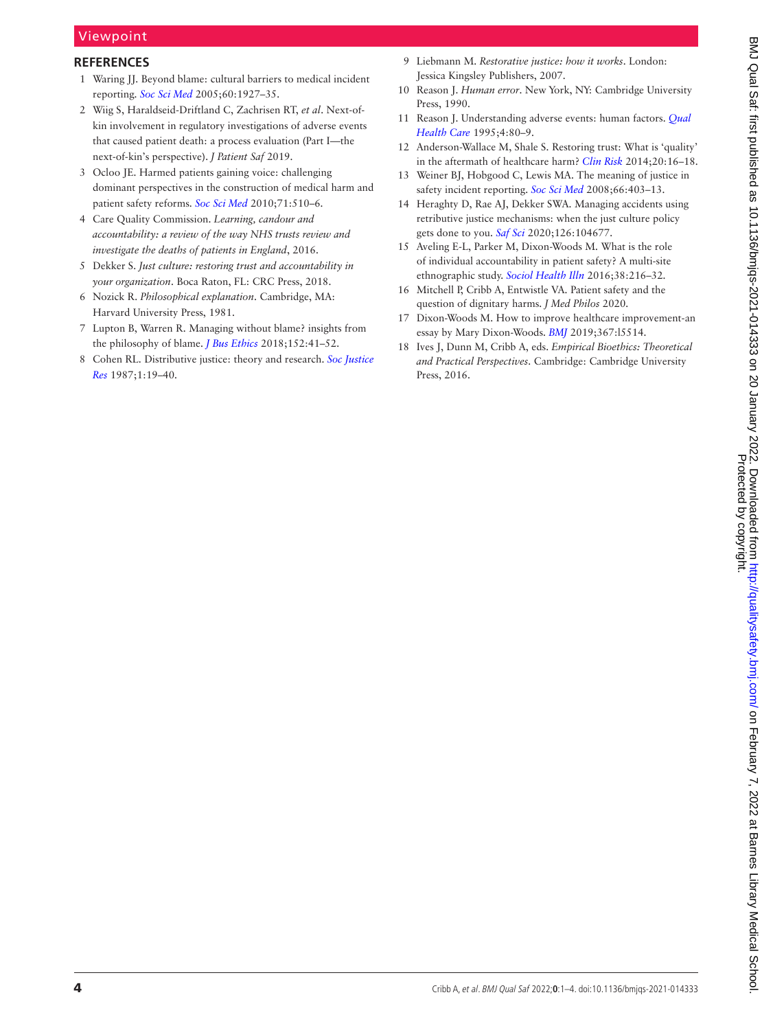## REFERENCES

1. Waring JJ. Beyond blame: cultural barriers to medical incident reporting. *Soc Sci Med* 2005;60:1927–35.
2. Wiig S, Haraldseid-Driftland C, Zachrisen RT, *et al*. Next-of-kin involvement in regulatory investigations of adverse events that caused patient death: a process evaluation (Part I—the next-of-kin's perspective). *J Patient Saf* 2019.
3. Ocloo JE. Harmed patients gaining voice: challenging dominant perspectives in the construction of medical harm and patient safety reforms. *Soc Sci Med* 2010;71:510–6.
4. Care Quality Commission. *Learning, candour and accountability: a review of the way NHS trusts review and investigate the deaths of patients in England*, 2016.
5. Dekker S. *Just culture: restoring trust and accountability in your organization*. Boca Raton, FL: CRC Press, 2018.
6. Nozick R. *Philosophical explanation*. Cambridge, MA: Harvard University Press, 1981.
7. Lupton B, Warren R. Managing without blame? insights from the philosophy of blame. *J Bus Ethics* 2018;152:41–52.
8. Cohen RL. Distributive justice: theory and research. *Soc Justice Res* 1987;1:19–40.
9. Liebmann M. *Restorative justice: how it works*. London: Jessica Kingsley Publishers, 2007.
10. Reason J. *Human error*. New York, NY: Cambridge University Press, 1990.
11. Reason J. Understanding adverse events: human factors. *Qual Health Care* 1995;4:80–9.
12. Anderson-Wallace M, Shale S. Restoring trust: What is 'quality' in the aftermath of healthcare harm? *Clin Risk* 2014;20:16–18.
13. Weiner BJ, Hobgood C, Lewis MA. The meaning of justice in safety incident reporting. *Soc Sci Med* 2008;66:403–13.
14. Heraghty D, Rae AJ, Dekker SWA. Managing accidents using retributive justice mechanisms: when the just culture policy gets done to you. *Saf Sci* 2020;126:104677.
15. Aveling E-L, Parker M, Dixon-Woods M. What is the role of individual accountability in patient safety? A multi-site ethnographic study. *Sociol Health Illn* 2016;38:216–32.
16. Mitchell P, Cribb A, Entwistle VA. Patient safety and the question of dignitary harms. *J Med Philos* 2020.
17. Dixon-Woods M. How to improve healthcare improvement-an essay by Mary Dixon-Woods. *BMJ* 2019;367:l5514.
18. Ives J, Dunn M, Cribb A, eds. *Empirical Bioethics: Theoretical and Practical Perspectives*. Cambridge: Cambridge University Press, 2016.